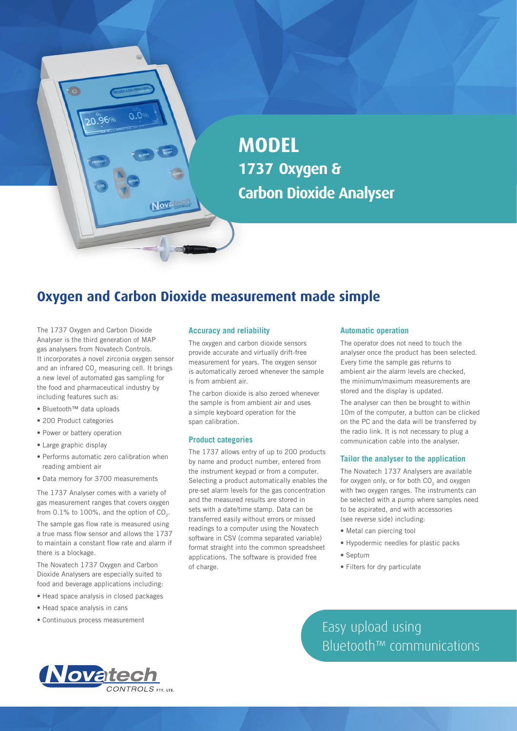# MODEL
## 1737 Oxygen & Carbon Dioxide Analyser

## Oxygen and Carbon Dioxide measurement made simple

The 1737 Oxygen and Carbon Dioxide Analyser is the third generation of MAP gas analysers from Novatech Controls. It incorporates a novel zirconia oxygen sensor and an infrared $CO_2$ measuring cell. It brings a new level of automated gas sampling for the food and pharmaceutical industry by including features such as:

- Bluetooth™ data uploads
- 200 Product categories
- Power or battery operation
- Large graphic display
- Performs automatic zero calibration when reading ambient air
- Data memory for 3700 measurements

The 1737 Analyser comes with a variety of gas measurement ranges that covers oxygen from 0.1% to 100%, and the option of $CO_2$.

The sample gas flow rate is measured using a true mass flow sensor and allows the 1737 to maintain a constant flow rate and alarm if there is a blockage.

The Novatech 1737 Oxygen and Carbon Dioxide Analysers are especially suited to food and beverage applications including:

- Head space analysis in closed packages
- Head space analysis in cans
- Continuous process measurement

### Accuracy and reliability

The oxygen and carbon dioxide sensors provide accurate and virtually drift-free measurement for years. The oxygen sensor is automatically zeroed whenever the sample is from ambient air.

The carbon dioxide is also zeroed whenever the sample is from ambient air and uses a simple keyboard operation for the span calibration.

### Product categories

The 1737 allows entry of up to 200 products by name and product number, entered from the instrument keypad or from a computer. Selecting a product automatically enables the pre-set alarm levels for the gas concentration and the measured results are stored in sets with a date/time stamp. Data can be transferred easily without errors or missed readings to a computer using the Novatech software in CSV (comma separated variable) format straight into the common spreadsheet applications. The software is provided free of charge.

### Automatic operation

The operator does not need to touch the analyser once the product has been selected. Every time the sample gas returns to ambient air the alarm levels are checked, the minimum/maximum measurements are stored and the display is updated.

The analyser can then be brought to within 10m of the computer, a button can be clicked on the PC and the data will be transferred by the radio link. It is not necessary to plug a communication cable into the analyser.

### Tailor the analyser to the application

The Novatech 1737 Analysers are available for oxygen only, or for both $CO_2$ and oxygen with two oxygen ranges. The instruments can be selected with a pump where samples need to be aspirated, and with accessories (see reverse side) including:

- Metal can piercing tool
- Hypodermic needles for plastic packs
- Septum
- Filters for dry particulate

Easy upload using Bluetooth™ communications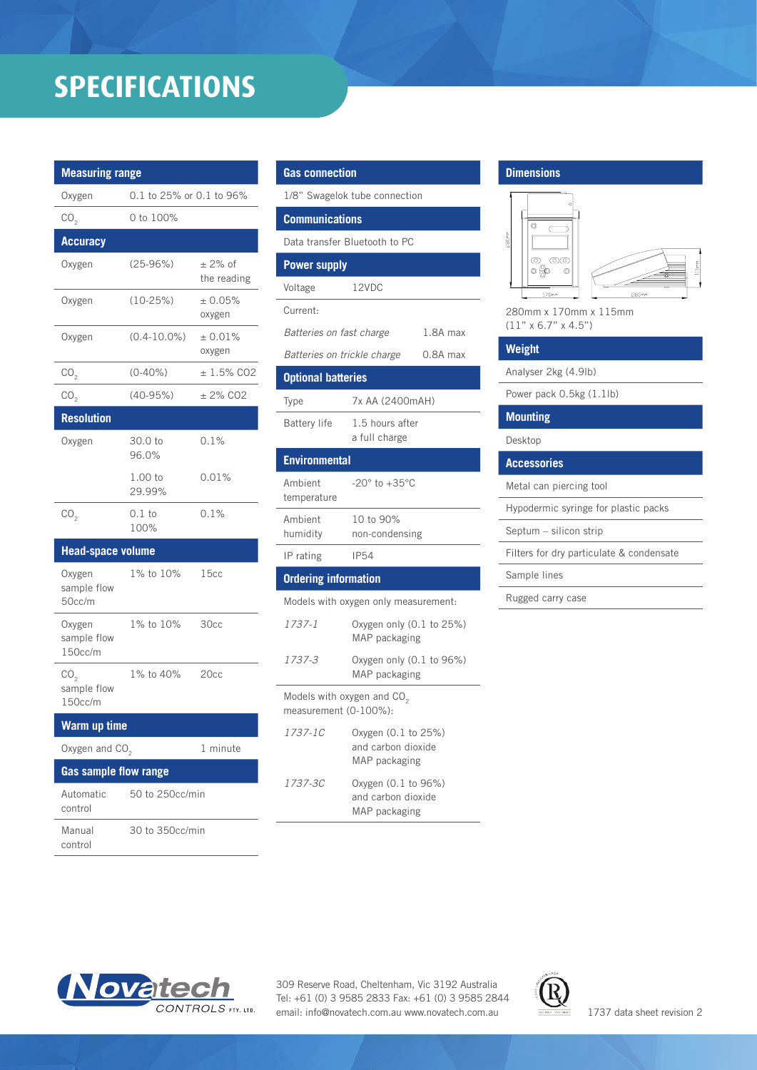# SPECIFICATIONS

## Measuring range

| | |
|---|---|
| Oxygen | 0.1 to 25% or 0.1 to 96% |
| $CO_2$ | 0 to 100% |

## Accuracy

| | | |
|---|---|---|
| Oxygen | (25-96%) | ± 2% of the reading |
| Oxygen | (10-25%) | ± 0.05% oxygen |
| Oxygen | (0.4-10.0%) | ± 0.01% oxygen |
| $CO_2$ | (0-40%) | ± 1.5% CO2 |
| $CO_2$ | (40-95%) | ± 2% CO2 |

## Resolution

| | | |
|---|---|---|
| Oxygen | 30.0 to 96.0% | 0.1% |
| | 1.00 to 29.99% | 0.01% |
| $CO_2$ | 0.1 to 100% | 0.1% |

## Head-space volume

| | | |
|---|---|---|
| Oxygen sample flow 50cc/m | 1% to 10% | 15cc |
| Oxygen sample flow 150cc/m | 1% to 10% | 30cc |
| $CO_2$ sample flow 150cc/m | 1% to 40% | 20cc |

## Warm up time

| | |
|---|---|
| Oxygen and $CO_2$ | 1 minute |

## Gas sample flow range

| | |
|---|---|
| Automatic control | 50 to 250cc/min |
| Manual control | 30 to 350cc/min |

## Gas connection

1/8" Swagelok tube connection

## Communications

Data transfer Bluetooth to PC

## Power supply

| | |
|---|---|
| Voltage | 12VDC |
| Current: | |
| *Batteries on fast charge* | 1.8A max |
| *Batteries on trickle charge* | 0.8A max |

## Optional batteries

| | |
|---|---|
| Type | 7x AA (2400mAH) |
| Battery life | 1.5 hours after a full charge |

## Environmental

| | |
|---|---|
| Ambient temperature | -20° to +35°C |
| Ambient humidity | 10 to 90% non-condensing |
| IP rating | IP54 |

## Ordering information

Models with oxygen only measurement:

| | |
|---|---|
| *1737-1* | Oxygen only (0.1 to 25%) MAP packaging |
| *1737-3* | Oxygen only (0.1 to 96%) MAP packaging |

Models with oxygen and $CO_2$ measurement (0-100%):

| | |
|---|---|
| *1737-1C* | Oxygen (0.1 to 25%) and carbon dioxide MAP packaging |
| *1737-3C* | Oxygen (0.1 to 96%) and carbon dioxide MAP packaging |

## Dimensions

280mm x 170mm x 115mm
(11" x 6.7" x 4.5")

## Weight

Analyser 2kg (4.9lb)

Power pack 0.5kg (1.1lb)

## Mounting

Desktop

## Accessories

- Metal can piercing tool
- Hypodermic syringe for plastic packs
- Septum – silicon strip
- Filters for dry particulate & condensate
- Sample lines
- Rugged carry case

Novatech CONTROLS PTY. LTD.

309 Reserve Road, Cheltenham, Vic 3192 Australia
Tel: +61 (0) 3 9585 2833 Fax: +61 (0) 3 9585 2844
email: info@novatech.com.au www.novatech.com.au

1737 data sheet revision 2